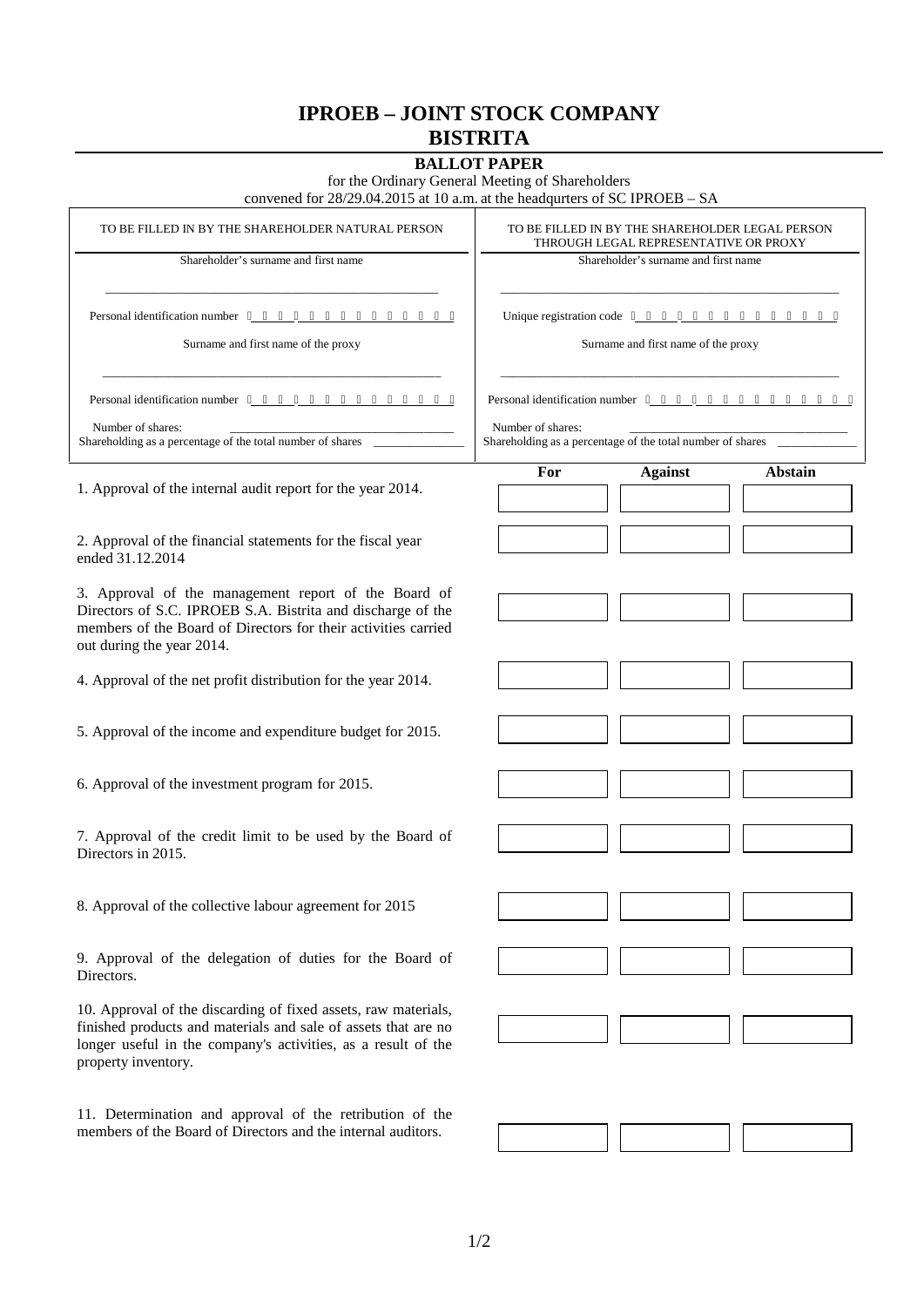# IPROEB – JOINT STOCK COMPANY
# BISTRITA

## BALLOT PAPER

for the Ordinary General Meeting of Shareholders
convened for 28/29.04.2015 at 10 a.m. at the headqurters of SC IPROEB – SA

| TO BE FILLED IN BY THE SHAREHOLDER NATURAL PERSON | TO BE FILLED IN BY THE SHAREHOLDER LEGAL PERSON THROUGH LEGAL REPRESENTATIVE OR PROXY |
|---|---|
| Shareholder's surname and first name | Shareholder's surname and first name |
| _______________ | _______________ |
| Personal identification number | Unique registration code |
| Surname and first name of the proxy | Surname and first name of the proxy |
| _______________ | _______________ |
| Personal identification number | Personal identification number |
| Number of shares: _______________ | Number of shares: _______________ |
| Shareholding as a percentage of the total number of shares _______________ | Shareholding as a percentage of the total number of shares _______________ |

| | For | Against | Abstain |
|---|---|---|---|
| 1. Approval of the internal audit report for the year 2014. | | | |
| 2. Approval of the financial statements for the fiscal year ended 31.12.2014 | | | |
| 3. Approval of the management report of the Board of Directors of S.C. IPROEB S.A. Bistrita and discharge of the members of the Board of Directors for their activities carried out during the year 2014. | | | |
| 4. Approval of the net profit distribution for the year 2014. | | | |
| 5. Approval of the income and expenditure budget for 2015. | | | |
| 6. Approval of the investment program for 2015. | | | |
| 7. Approval of the credit limit to be used by the Board of Directors in 2015. | | | |
| 8. Approval of the collective labour agreement for 2015 | | | |
| 9. Approval of the delegation of duties for the Board of Directors. | | | |
| 10. Approval of the discarding of fixed assets, raw materials, finished products and materials and sale of assets that are no longer useful in the company's activities, as a result of the property inventory. | | | |
| 11. Determination and approval of the retribution of the members of the Board of Directors and the internal auditors. | | | |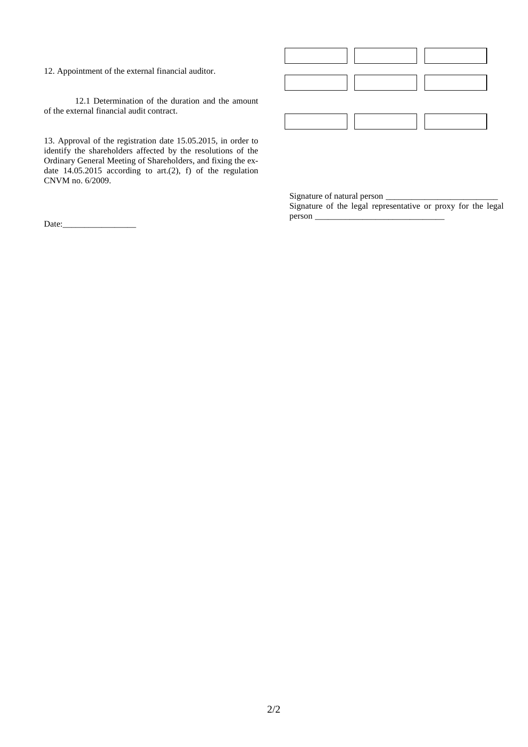| | | | |
|---|---|---|---|
| 12. Appointment of the external financial auditor. | | | |
| 12.1 Determination of the duration and the amount of the external financial audit contract. | | | |
| 13. Approval of the registration date 15.05.2015, in order to identify the shareholders affected by the resolutions of the Ordinary General Meeting of Shareholders, and fixing the ex-date 14.05.2015 according to art.(2), f) of the regulation CNVM no. 6/2009. | | | |

Signature of natural person ___________________________

Signature of the legal representative or proxy for the legal person _______________________________

Date:_________________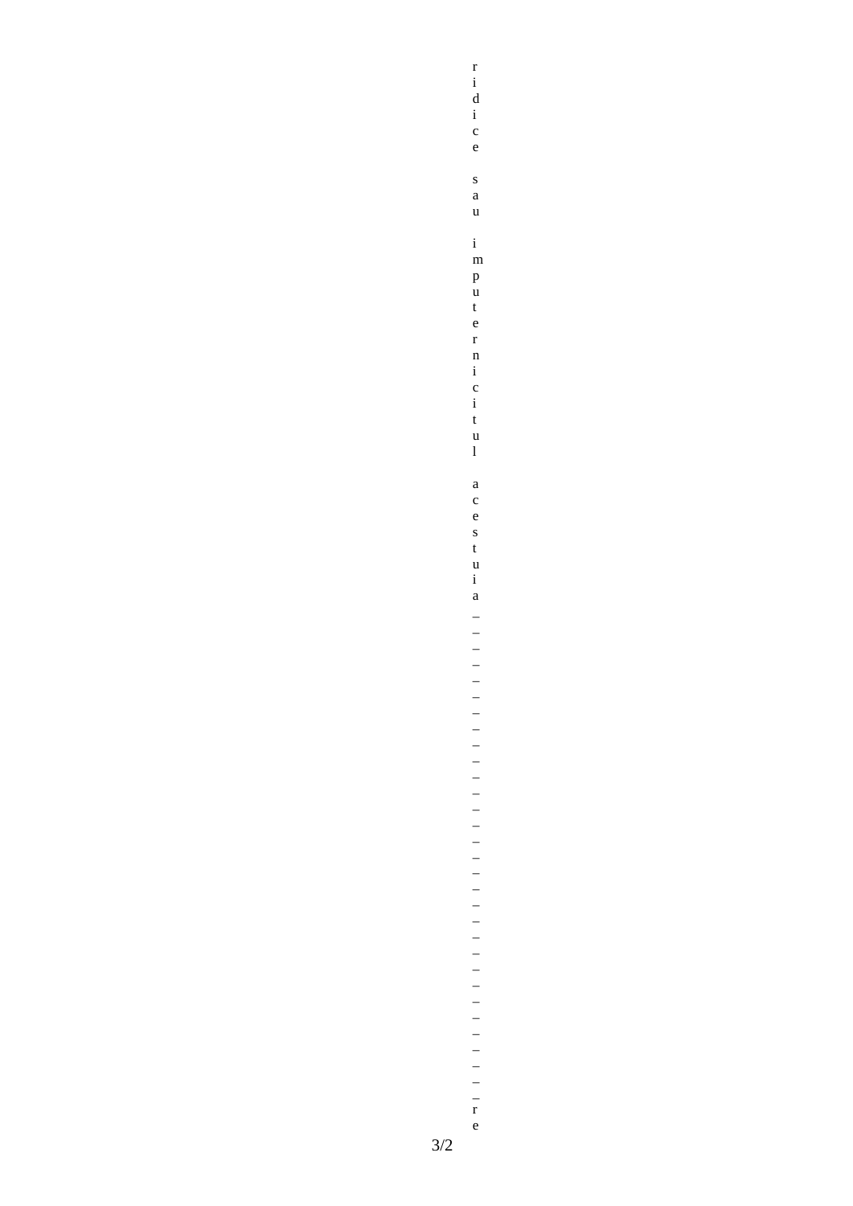ridice sau imputernicitul acestuia _______________________________re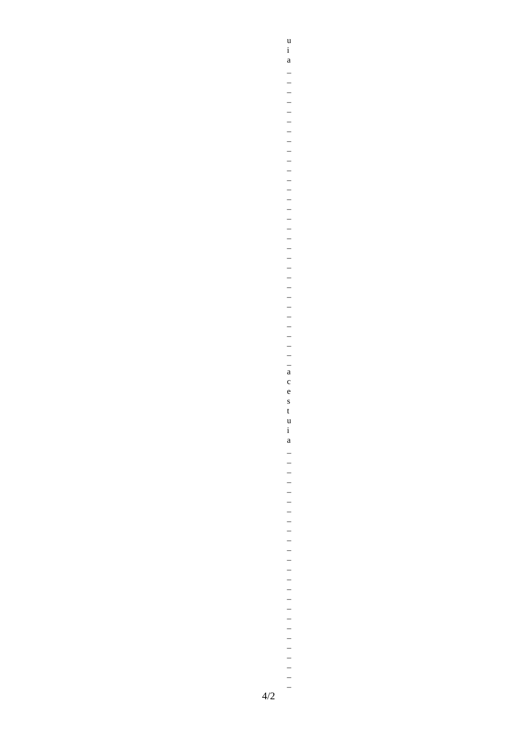uia_______________________________acestuia_________________________